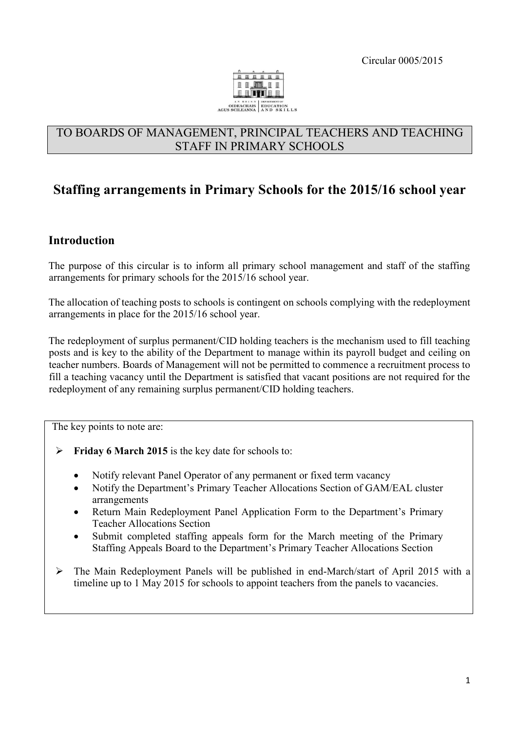Circular 0005/2015

TO BOARDS OF MANAGEMENT, PRINCIPAL TEACHERS AND TEACHING STAFF IN PRIMARY SCHOOLS

# Staffing arrangements in Primary Schools for the 2015/16 school year

## Introduction

The purpose of this circular is to inform all primary school management and staff of the staffing arrangements for primary schools for the 2015/16 school year.

The allocation of teaching posts to schools is contingent on schools complying with the redeployment arrangements in place for the 2015/16 school year.

The redeployment of surplus permanent/CID holding teachers is the mechanism used to fill teaching posts and is key to the ability of the Department to manage within its payroll budget and ceiling on teacher numbers. Boards of Management will not be permitted to commence a recruitment process to fill a teaching vacancy until the Department is satisfied that vacant positions are not required for the redeployment of any remaining surplus permanent/CID holding teachers.

The key points to note are:

- **Friday 6 March 2015** is the key date for schools to:
  - Notify relevant Panel Operator of any permanent or fixed term vacancy
  - Notify the Department's Primary Teacher Allocations Section of GAM/EAL cluster arrangements
  - Return Main Redeployment Panel Application Form to the Department's Primary Teacher Allocations Section
  - Submit completed staffing appeals form for the March meeting of the Primary Staffing Appeals Board to the Department's Primary Teacher Allocations Section
- The Main Redeployment Panels will be published in end-March/start of April 2015 with a timeline up to 1 May 2015 for schools to appoint teachers from the panels to vacancies.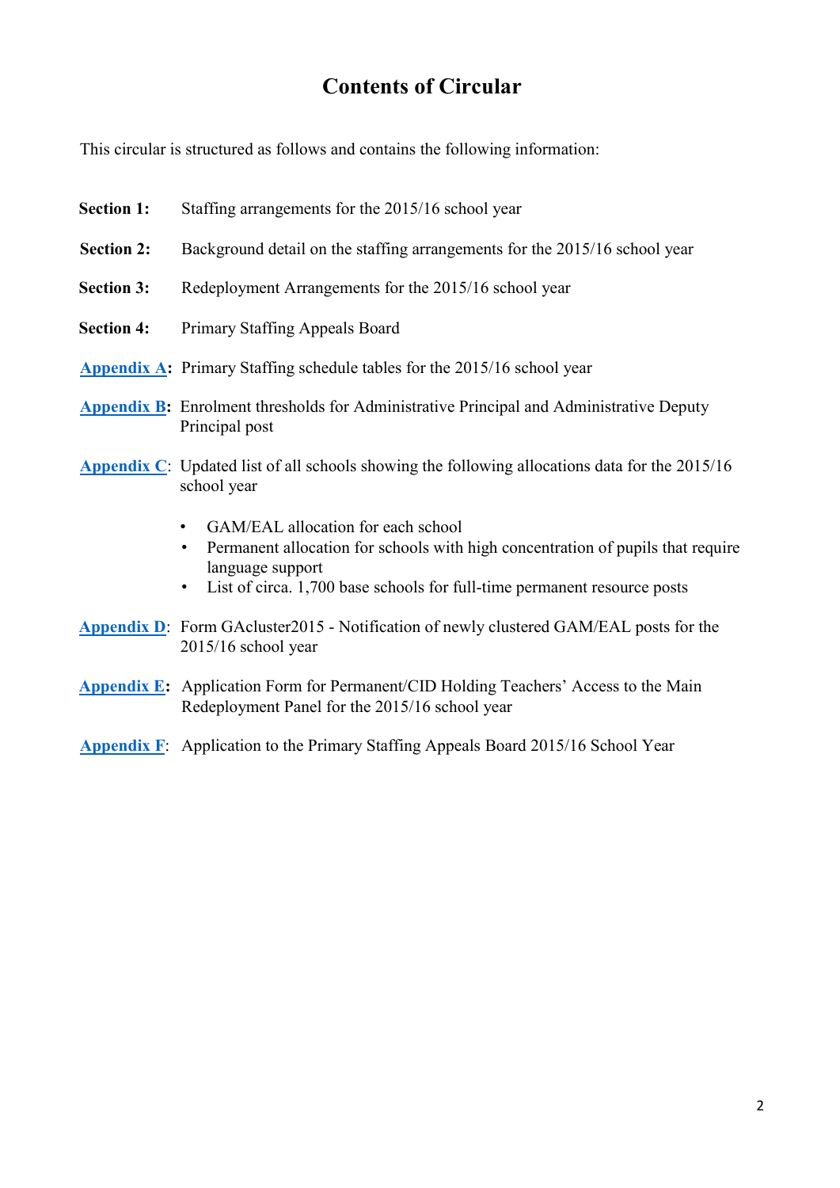# Contents of Circular

This circular is structured as follows and contains the following information:

**Section 1:** Staffing arrangements for the 2015/16 school year

**Section 2:** Background detail on the staffing arrangements for the 2015/16 school year

**Section 3:** Redeployment Arrangements for the 2015/16 school year

**Section 4:** Primary Staffing Appeals Board

**Appendix A:** Primary Staffing schedule tables for the 2015/16 school year

**Appendix B:** Enrolment thresholds for Administrative Principal and Administrative Deputy Principal post

**Appendix C**: Updated list of all schools showing the following allocations data for the 2015/16 school year

- GAM/EAL allocation for each school
- Permanent allocation for schools with high concentration of pupils that require language support
- List of circa. 1,700 base schools for full-time permanent resource posts

**Appendix D**: Form GAcluster2015 - Notification of newly clustered GAM/EAL posts for the 2015/16 school year

**Appendix E:** Application Form for Permanent/CID Holding Teachers' Access to the Main Redeployment Panel for the 2015/16 school year

**Appendix F**: Application to the Primary Staffing Appeals Board 2015/16 School Year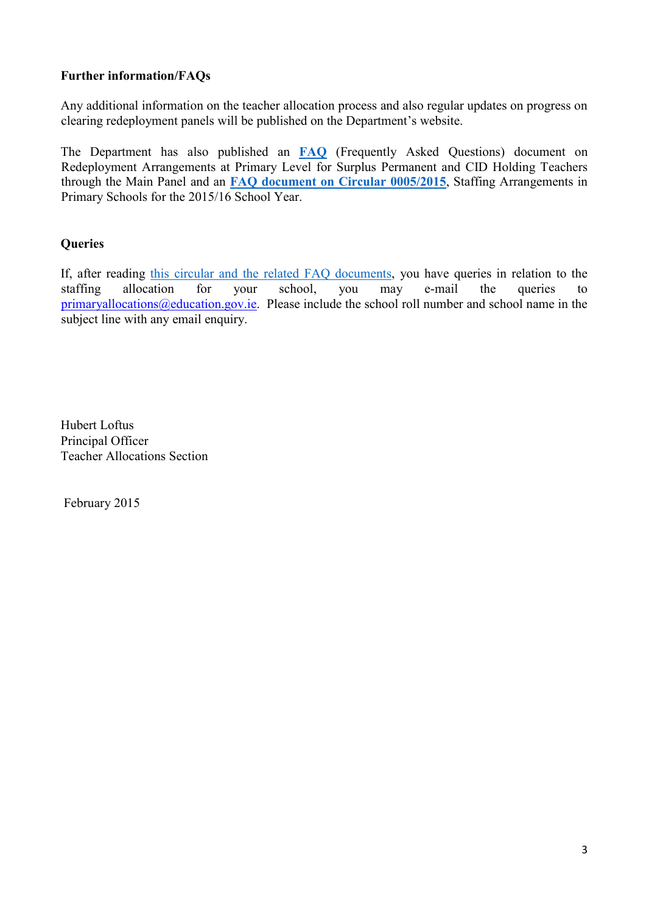**Further information/FAQs**

Any additional information on the teacher allocation process and also regular updates on progress on clearing redeployment panels will be published on the Department's website.

The Department has also published an **FAQ** (Frequently Asked Questions) document on Redeployment Arrangements at Primary Level for Surplus Permanent and CID Holding Teachers through the Main Panel and an **FAQ document on Circular 0005/2015**, Staffing Arrangements in Primary Schools for the 2015/16 School Year.

**Queries**

If, after reading this circular and the related FAQ documents, you have queries in relation to the staffing allocation for your school, you may e-mail the queries to primaryallocations@education.gov.ie. Please include the school roll number and school name in the subject line with any email enquiry.

Hubert Loftus
Principal Officer
Teacher Allocations Section

February 2015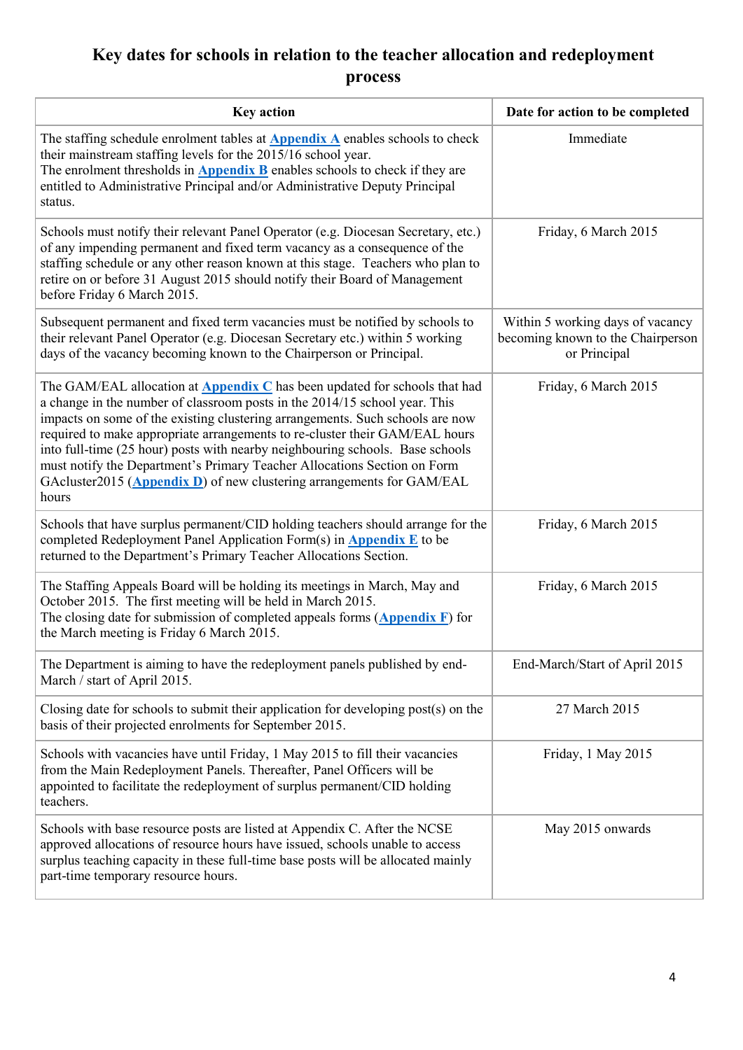# Key dates for schools in relation to the teacher allocation and redeployment process

| Key action | Date for action to be completed |
|---|---|
| The staffing schedule enrolment tables at **Appendix A** enables schools to check their mainstream staffing levels for the 2015/16 school year. The enrolment thresholds in **Appendix B** enables schools to check if they are entitled to Administrative Principal and/or Administrative Deputy Principal status. | Immediate |
| Schools must notify their relevant Panel Operator (e.g. Diocesan Secretary, etc.) of any impending permanent and fixed term vacancy as a consequence of the staffing schedule or any other reason known at this stage. Teachers who plan to retire on or before 31 August 2015 should notify their Board of Management before Friday 6 March 2015. | Friday, 6 March 2015 |
| Subsequent permanent and fixed term vacancies must be notified by schools to their relevant Panel Operator (e.g. Diocesan Secretary etc.) within 5 working days of the vacancy becoming known to the Chairperson or Principal. | Within 5 working days of vacancy becoming known to the Chairperson or Principal |
| The GAM/EAL allocation at **Appendix C** has been updated for schools that had a change in the number of classroom posts in the 2014/15 school year. This impacts on some of the existing clustering arrangements. Such schools are now required to make appropriate arrangements to re-cluster their GAM/EAL hours into full-time (25 hour) posts with nearby neighbouring schools. Base schools must notify the Department's Primary Teacher Allocations Section on Form GAcluster2015 (**Appendix D**) of new clustering arrangements for GAM/EAL hours | Friday, 6 March 2015 |
| Schools that have surplus permanent/CID holding teachers should arrange for the completed Redeployment Panel Application Form(s) in **Appendix E** to be returned to the Department's Primary Teacher Allocations Section. | Friday, 6 March 2015 |
| The Staffing Appeals Board will be holding its meetings in March, May and October 2015. The first meeting will be held in March 2015. The closing date for submission of completed appeals forms (**Appendix F**) for the March meeting is Friday 6 March 2015. | Friday, 6 March 2015 |
| The Department is aiming to have the redeployment panels published by end-March / start of April 2015. | End-March/Start of April 2015 |
| Closing date for schools to submit their application for developing post(s) on the basis of their projected enrolments for September 2015. | 27 March 2015 |
| Schools with vacancies have until Friday, 1 May 2015 to fill their vacancies from the Main Redeployment Panels. Thereafter, Panel Officers will be appointed to facilitate the redeployment of surplus permanent/CID holding teachers. | Friday, 1 May 2015 |
| Schools with base resource posts are listed at Appendix C. After the NCSE approved allocations of resource hours have issued, schools unable to access surplus teaching capacity in these full-time base posts will be allocated mainly part-time temporary resource hours. | May 2015 onwards |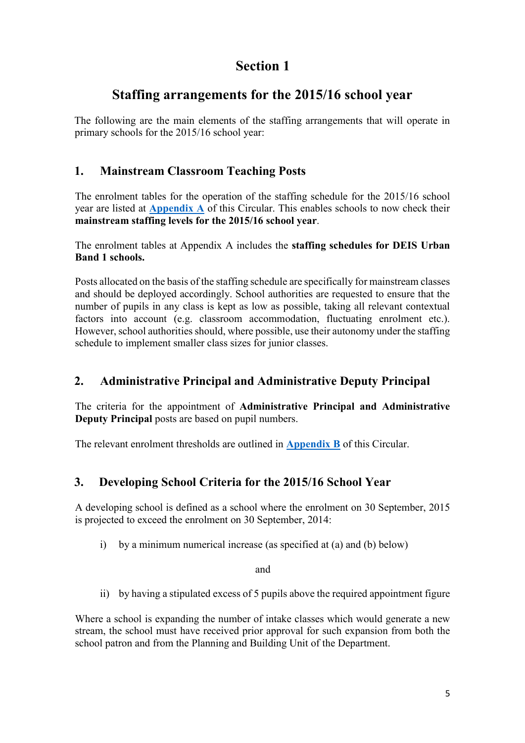# Section 1

## Staffing arrangements for the 2015/16 school year

The following are the main elements of the staffing arrangements that will operate in primary schools for the 2015/16 school year:

### 1. Mainstream Classroom Teaching Posts

The enrolment tables for the operation of the staffing schedule for the 2015/16 school year are listed at **Appendix A** of this Circular. This enables schools to now check their **mainstream staffing levels for the 2015/16 school year**.

The enrolment tables at Appendix A includes the **staffing schedules for DEIS Urban Band 1 schools.**

Posts allocated on the basis of the staffing schedule are specifically for mainstream classes and should be deployed accordingly. School authorities are requested to ensure that the number of pupils in any class is kept as low as possible, taking all relevant contextual factors into account (e.g. classroom accommodation, fluctuating enrolment etc.). However, school authorities should, where possible, use their autonomy under the staffing schedule to implement smaller class sizes for junior classes.

### 2. Administrative Principal and Administrative Deputy Principal

The criteria for the appointment of **Administrative Principal and Administrative Deputy Principal** posts are based on pupil numbers.

The relevant enrolment thresholds are outlined in **Appendix B** of this Circular.

### 3. Developing School Criteria for the 2015/16 School Year

A developing school is defined as a school where the enrolment on 30 September, 2015 is projected to exceed the enrolment on 30 September, 2014:

i) by a minimum numerical increase (as specified at (a) and (b) below)

and

ii) by having a stipulated excess of 5 pupils above the required appointment figure

Where a school is expanding the number of intake classes which would generate a new stream, the school must have received prior approval for such expansion from both the school patron and from the Planning and Building Unit of the Department.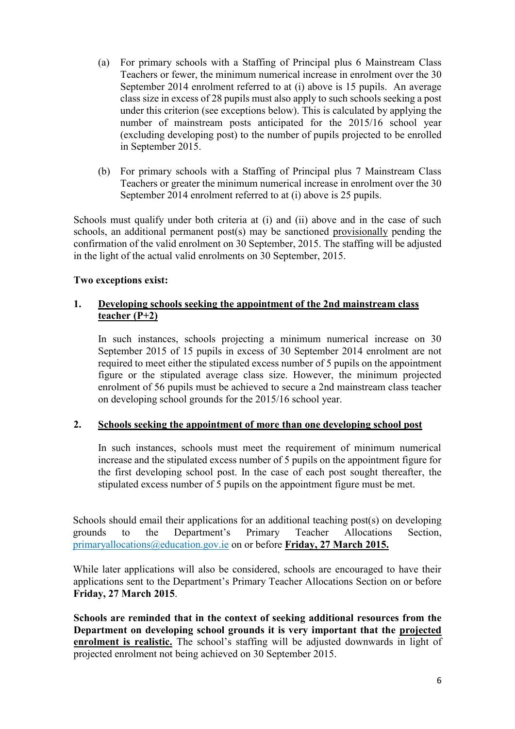(a) For primary schools with a Staffing of Principal plus 6 Mainstream Class Teachers or fewer, the minimum numerical increase in enrolment over the 30 September 2014 enrolment referred to at (i) above is 15 pupils. An average class size in excess of 28 pupils must also apply to such schools seeking a post under this criterion (see exceptions below). This is calculated by applying the number of mainstream posts anticipated for the 2015/16 school year (excluding developing post) to the number of pupils projected to be enrolled in September 2015.

(b) For primary schools with a Staffing of Principal plus 7 Mainstream Class Teachers or greater the minimum numerical increase in enrolment over the 30 September 2014 enrolment referred to at (i) above is 25 pupils.

Schools must qualify under both criteria at (i) and (ii) above and in the case of such schools, an additional permanent post(s) may be sanctioned provisionally pending the confirmation of the valid enrolment on 30 September, 2015. The staffing will be adjusted in the light of the actual valid enrolments on 30 September, 2015.

**Two exceptions exist:**

**1. Developing schools seeking the appointment of the 2nd mainstream class teacher (P+2)**

In such instances, schools projecting a minimum numerical increase on 30 September 2015 of 15 pupils in excess of 30 September 2014 enrolment are not required to meet either the stipulated excess number of 5 pupils on the appointment figure or the stipulated average class size. However, the minimum projected enrolment of 56 pupils must be achieved to secure a 2nd mainstream class teacher on developing school grounds for the 2015/16 school year.

**2. Schools seeking the appointment of more than one developing school post**

In such instances, schools must meet the requirement of minimum numerical increase and the stipulated excess number of 5 pupils on the appointment figure for the first developing school post. In the case of each post sought thereafter, the stipulated excess number of 5 pupils on the appointment figure must be met.

Schools should email their applications for an additional teaching post(s) on developing grounds to the Department's Primary Teacher Allocations Section, primaryallocations@education.gov.ie on or before **Friday, 27 March 2015.**

While later applications will also be considered, schools are encouraged to have their applications sent to the Department's Primary Teacher Allocations Section on or before **Friday, 27 March 2015**.

**Schools are reminded that in the context of seeking additional resources from the Department on developing school grounds it is very important that the projected enrolment is realistic.** The school's staffing will be adjusted downwards in light of projected enrolment not being achieved on 30 September 2015.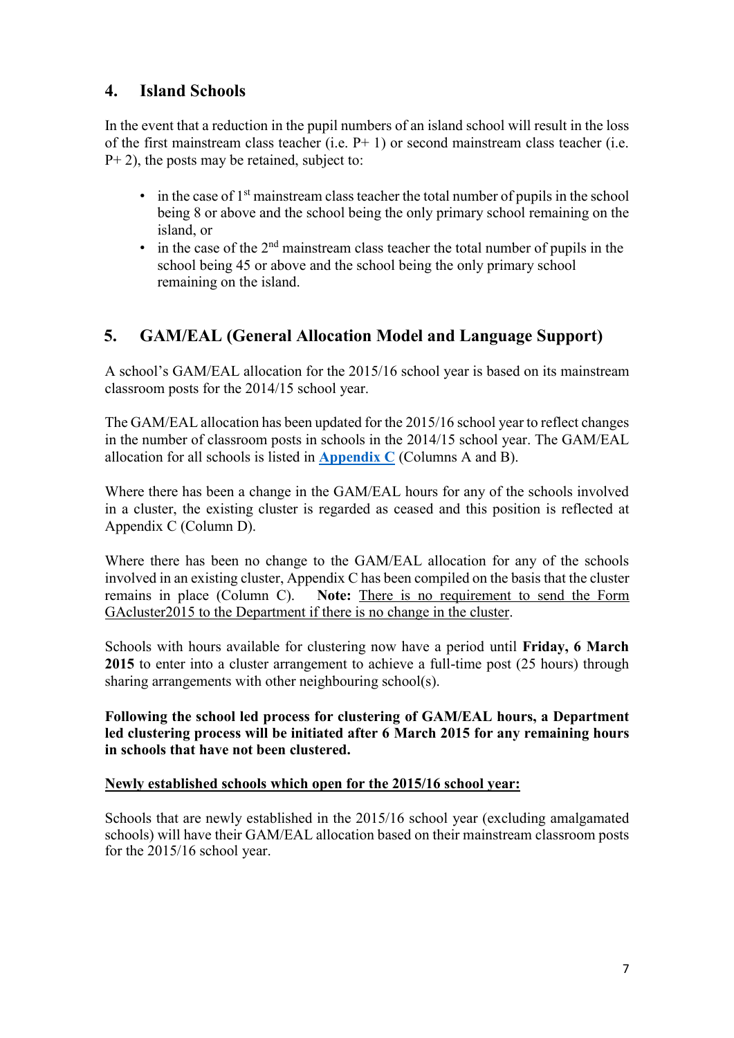## 4. Island Schools

In the event that a reduction in the pupil numbers of an island school will result in the loss of the first mainstream class teacher (i.e. P+ 1) or second mainstream class teacher (i.e. P+ 2), the posts may be retained, subject to:

- in the case of 1st mainstream class teacher the total number of pupils in the school being 8 or above and the school being the only primary school remaining on the island, or
- in the case of the 2nd mainstream class teacher the total number of pupils in the school being 45 or above and the school being the only primary school remaining on the island.

## 5. GAM/EAL (General Allocation Model and Language Support)

A school's GAM/EAL allocation for the 2015/16 school year is based on its mainstream classroom posts for the 2014/15 school year.

The GAM/EAL allocation has been updated for the 2015/16 school year to reflect changes in the number of classroom posts in schools in the 2014/15 school year. The GAM/EAL allocation for all schools is listed in **Appendix C** (Columns A and B).

Where there has been a change in the GAM/EAL hours for any of the schools involved in a cluster, the existing cluster is regarded as ceased and this position is reflected at Appendix C (Column D).

Where there has been no change to the GAM/EAL allocation for any of the schools involved in an existing cluster, Appendix C has been compiled on the basis that the cluster remains in place (Column C). **Note:** There is no requirement to send the Form GAcluster2015 to the Department if there is no change in the cluster.

Schools with hours available for clustering now have a period until **Friday, 6 March 2015** to enter into a cluster arrangement to achieve a full-time post (25 hours) through sharing arrangements with other neighbouring school(s).

**Following the school led process for clustering of GAM/EAL hours, a Department led clustering process will be initiated after 6 March 2015 for any remaining hours in schools that have not been clustered.**

**Newly established schools which open for the 2015/16 school year:**

Schools that are newly established in the 2015/16 school year (excluding amalgamated schools) will have their GAM/EAL allocation based on their mainstream classroom posts for the 2015/16 school year.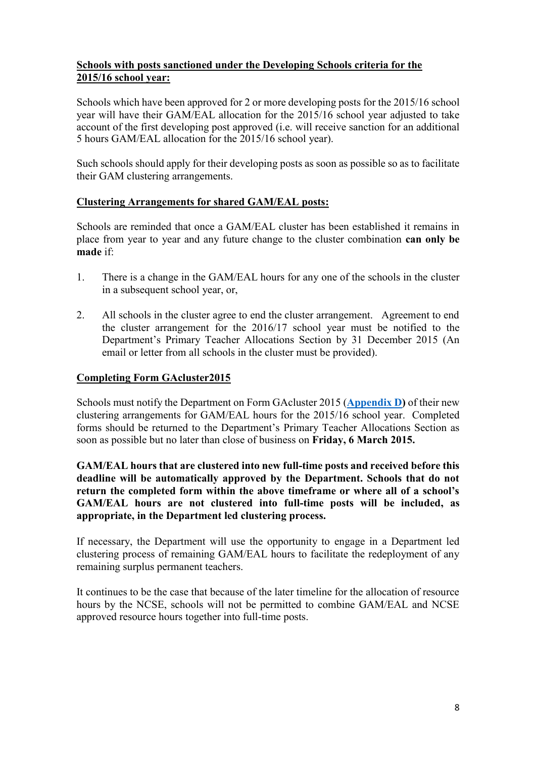## Schools with posts sanctioned under the Developing Schools criteria for the 2015/16 school year:

Schools which have been approved for 2 or more developing posts for the 2015/16 school year will have their GAM/EAL allocation for the 2015/16 school year adjusted to take account of the first developing post approved (i.e. will receive sanction for an additional 5 hours GAM/EAL allocation for the 2015/16 school year).

Such schools should apply for their developing posts as soon as possible so as to facilitate their GAM clustering arrangements.

## Clustering Arrangements for shared GAM/EAL posts:

Schools are reminded that once a GAM/EAL cluster has been established it remains in place from year to year and any future change to the cluster combination **can only be made** if:

1. There is a change in the GAM/EAL hours for any one of the schools in the cluster in a subsequent school year, or,
2. All schools in the cluster agree to end the cluster arrangement. Agreement to end the cluster arrangement for the 2016/17 school year must be notified to the Department's Primary Teacher Allocations Section by 31 December 2015 (An email or letter from all schools in the cluster must be provided).

## Completing Form GAcluster2015

Schools must notify the Department on Form GAcluster 2015 (**Appendix D**) of their new clustering arrangements for GAM/EAL hours for the 2015/16 school year. Completed forms should be returned to the Department's Primary Teacher Allocations Section as soon as possible but no later than close of business on **Friday, 6 March 2015.**

**GAM/EAL hours that are clustered into new full-time posts and received before this deadline will be automatically approved by the Department. Schools that do not return the completed form within the above timeframe or where all of a school's GAM/EAL hours are not clustered into full-time posts will be included, as appropriate, in the Department led clustering process.**

If necessary, the Department will use the opportunity to engage in a Department led clustering process of remaining GAM/EAL hours to facilitate the redeployment of any remaining surplus permanent teachers.

It continues to be the case that because of the later timeline for the allocation of resource hours by the NCSE, schools will not be permitted to combine GAM/EAL and NCSE approved resource hours together into full-time posts.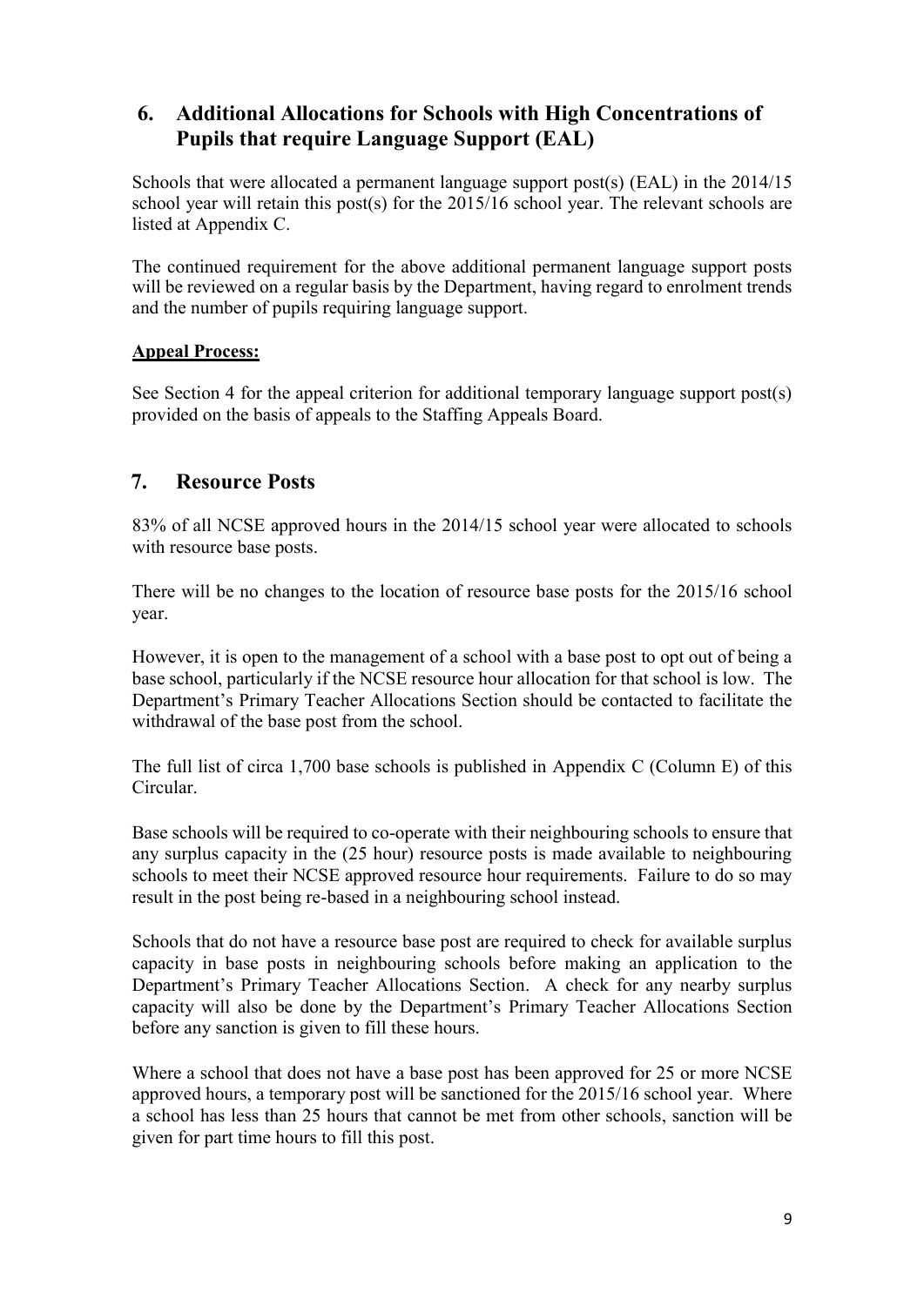## 6. Additional Allocations for Schools with High Concentrations of Pupils that require Language Support (EAL)

Schools that were allocated a permanent language support post(s) (EAL) in the 2014/15 school year will retain this post(s) for the 2015/16 school year. The relevant schools are listed at Appendix C.

The continued requirement for the above additional permanent language support posts will be reviewed on a regular basis by the Department, having regard to enrolment trends and the number of pupils requiring language support.

**Appeal Process:**

See Section 4 for the appeal criterion for additional temporary language support post(s) provided on the basis of appeals to the Staffing Appeals Board.

## 7. Resource Posts

83% of all NCSE approved hours in the 2014/15 school year were allocated to schools with resource base posts.

There will be no changes to the location of resource base posts for the 2015/16 school year.

However, it is open to the management of a school with a base post to opt out of being a base school, particularly if the NCSE resource hour allocation for that school is low. The Department's Primary Teacher Allocations Section should be contacted to facilitate the withdrawal of the base post from the school.

The full list of circa 1,700 base schools is published in Appendix C (Column E) of this Circular.

Base schools will be required to co-operate with their neighbouring schools to ensure that any surplus capacity in the (25 hour) resource posts is made available to neighbouring schools to meet their NCSE approved resource hour requirements. Failure to do so may result in the post being re-based in a neighbouring school instead.

Schools that do not have a resource base post are required to check for available surplus capacity in base posts in neighbouring schools before making an application to the Department's Primary Teacher Allocations Section. A check for any nearby surplus capacity will also be done by the Department's Primary Teacher Allocations Section before any sanction is given to fill these hours.

Where a school that does not have a base post has been approved for 25 or more NCSE approved hours, a temporary post will be sanctioned for the 2015/16 school year. Where a school has less than 25 hours that cannot be met from other schools, sanction will be given for part time hours to fill this post.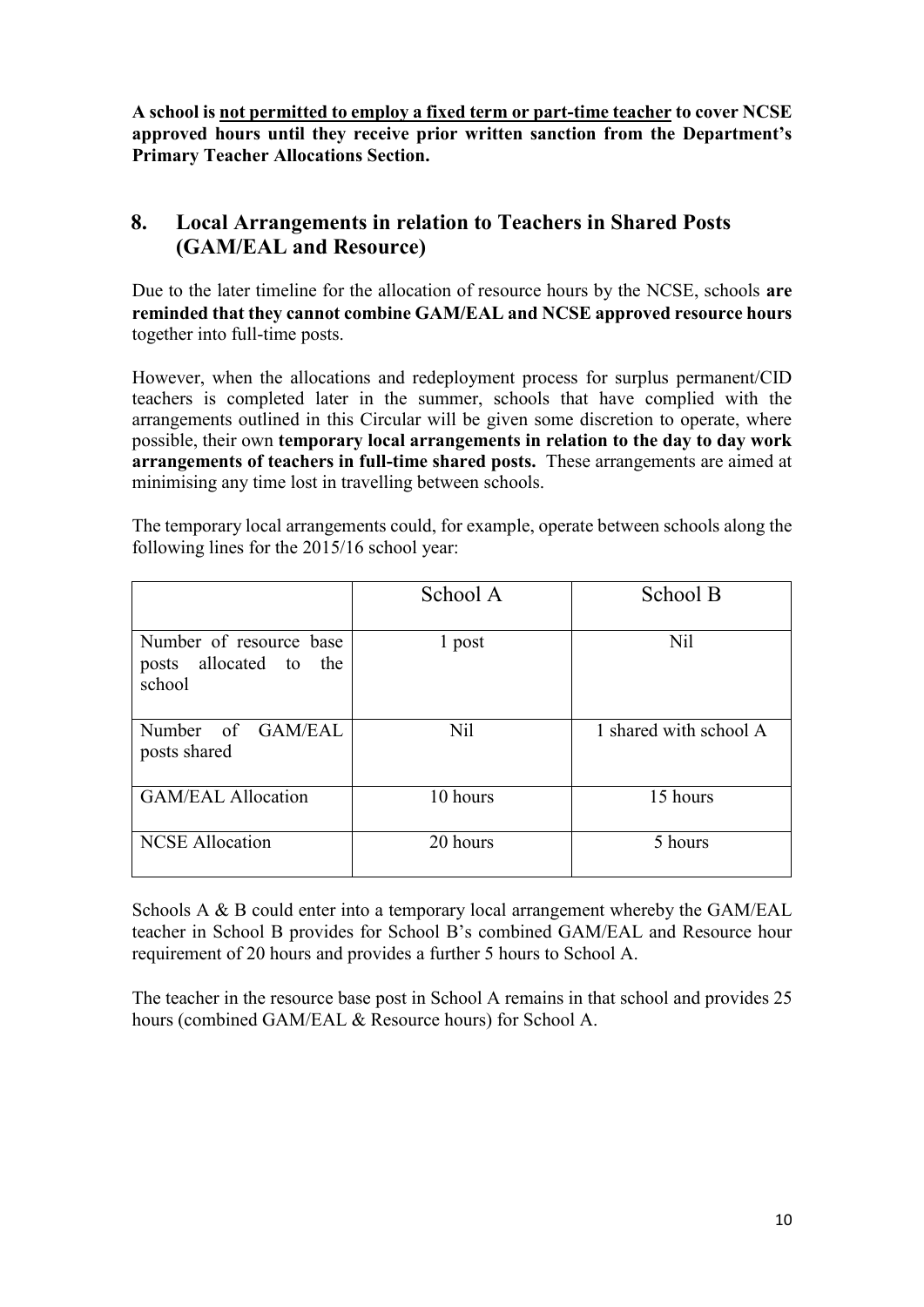**A school is <u>not permitted to employ a fixed term or part-time teacher</u> to cover NCSE approved hours until they receive prior written sanction from the Department's Primary Teacher Allocations Section.**

## 8. Local Arrangements in relation to Teachers in Shared Posts (GAM/EAL and Resource)

Due to the later timeline for the allocation of resource hours by the NCSE, schools **are reminded that they cannot combine GAM/EAL and NCSE approved resource hours** together into full-time posts.

However, when the allocations and redeployment process for surplus permanent/CID teachers is completed later in the summer, schools that have complied with the arrangements outlined in this Circular will be given some discretion to operate, where possible, their own **temporary local arrangements in relation to the day to day work arrangements of teachers in full-time shared posts.** These arrangements are aimed at minimising any time lost in travelling between schools.

The temporary local arrangements could, for example, operate between schools along the following lines for the 2015/16 school year:

| | School A | School B |
|---|---|---|
| Number of resource base posts allocated to the school | 1 post | Nil |
| Number of GAM/EAL posts shared | Nil | 1 shared with school A |
| GAM/EAL Allocation | 10 hours | 15 hours |
| NCSE Allocation | 20 hours | 5 hours |

Schools A & B could enter into a temporary local arrangement whereby the GAM/EAL teacher in School B provides for School B's combined GAM/EAL and Resource hour requirement of 20 hours and provides a further 5 hours to School A.

The teacher in the resource base post in School A remains in that school and provides 25 hours (combined GAM/EAL & Resource hours) for School A.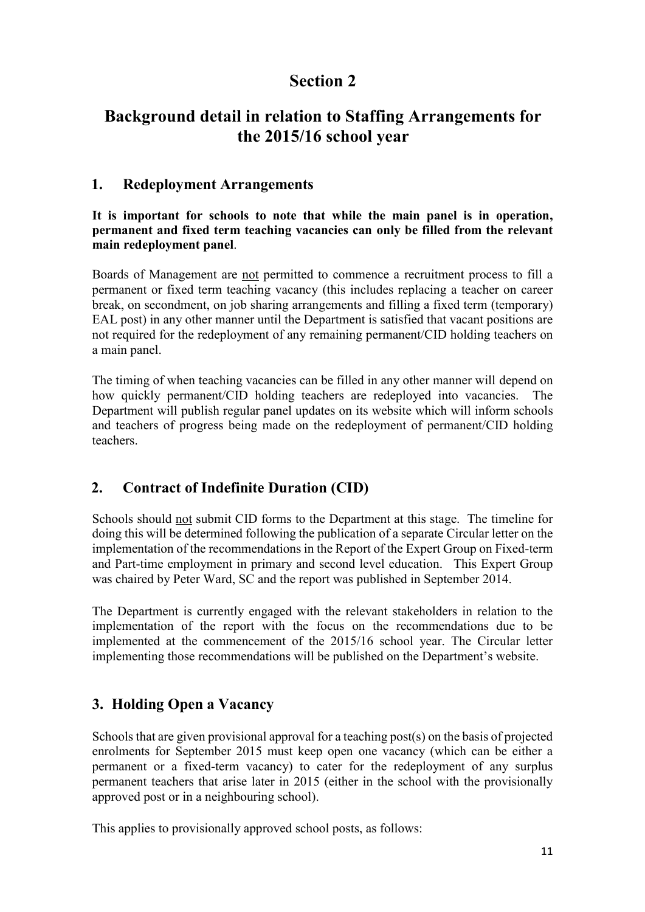# Section 2

# Background detail in relation to Staffing Arrangements for the 2015/16 school year

## 1. Redeployment Arrangements

**It is important for schools to note that while the main panel is in operation, permanent and fixed term teaching vacancies can only be filled from the relevant main redeployment panel**.

Boards of Management are <u>not</u> permitted to commence a recruitment process to fill a permanent or fixed term teaching vacancy (this includes replacing a teacher on career break, on secondment, on job sharing arrangements and filling a fixed term (temporary) EAL post) in any other manner until the Department is satisfied that vacant positions are not required for the redeployment of any remaining permanent/CID holding teachers on a main panel.

The timing of when teaching vacancies can be filled in any other manner will depend on how quickly permanent/CID holding teachers are redeployed into vacancies. The Department will publish regular panel updates on its website which will inform schools and teachers of progress being made on the redeployment of permanent/CID holding teachers.

## 2. Contract of Indefinite Duration (CID)

Schools should <u>not</u> submit CID forms to the Department at this stage. The timeline for doing this will be determined following the publication of a separate Circular letter on the implementation of the recommendations in the Report of the Expert Group on Fixed-term and Part-time employment in primary and second level education. This Expert Group was chaired by Peter Ward, SC and the report was published in September 2014.

The Department is currently engaged with the relevant stakeholders in relation to the implementation of the report with the focus on the recommendations due to be implemented at the commencement of the 2015/16 school year. The Circular letter implementing those recommendations will be published on the Department's website.

## 3. Holding Open a Vacancy

Schools that are given provisional approval for a teaching post(s) on the basis of projected enrolments for September 2015 must keep open one vacancy (which can be either a permanent or a fixed-term vacancy) to cater for the redeployment of any surplus permanent teachers that arise later in 2015 (either in the school with the provisionally approved post or in a neighbouring school).

This applies to provisionally approved school posts, as follows: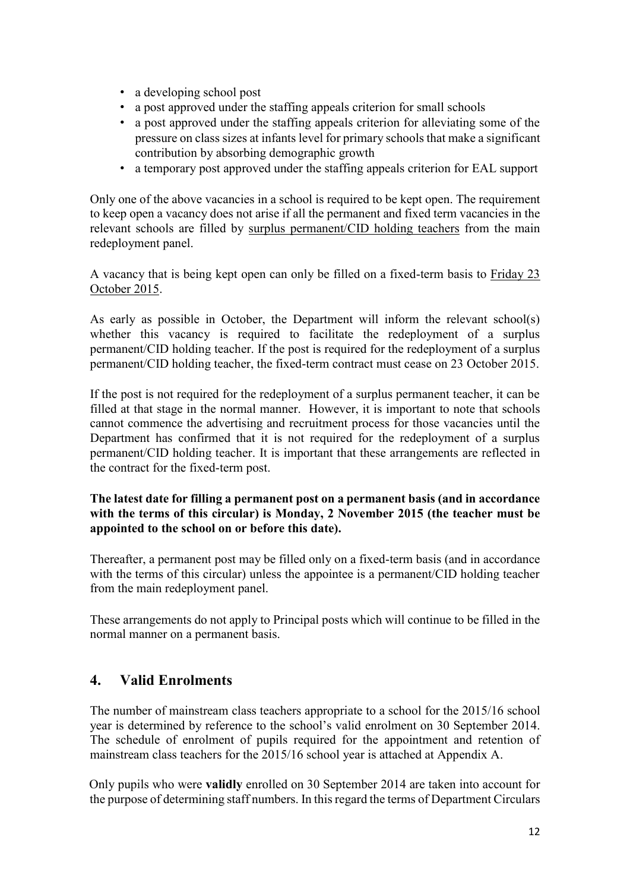- a developing school post
- a post approved under the staffing appeals criterion for small schools
- a post approved under the staffing appeals criterion for alleviating some of the pressure on class sizes at infants level for primary schools that make a significant contribution by absorbing demographic growth
- a temporary post approved under the staffing appeals criterion for EAL support

Only one of the above vacancies in a school is required to be kept open. The requirement to keep open a vacancy does not arise if all the permanent and fixed term vacancies in the relevant schools are filled by surplus permanent/CID holding teachers from the main redeployment panel.

A vacancy that is being kept open can only be filled on a fixed-term basis to Friday 23 October 2015.

As early as possible in October, the Department will inform the relevant school(s) whether this vacancy is required to facilitate the redeployment of a surplus permanent/CID holding teacher. If the post is required for the redeployment of a surplus permanent/CID holding teacher, the fixed-term contract must cease on 23 October 2015.

If the post is not required for the redeployment of a surplus permanent teacher, it can be filled at that stage in the normal manner. However, it is important to note that schools cannot commence the advertising and recruitment process for those vacancies until the Department has confirmed that it is not required for the redeployment of a surplus permanent/CID holding teacher. It is important that these arrangements are reflected in the contract for the fixed-term post.

**The latest date for filling a permanent post on a permanent basis (and in accordance with the terms of this circular) is Monday, 2 November 2015 (the teacher must be appointed to the school on or before this date).**

Thereafter, a permanent post may be filled only on a fixed-term basis (and in accordance with the terms of this circular) unless the appointee is a permanent/CID holding teacher from the main redeployment panel.

These arrangements do not apply to Principal posts which will continue to be filled in the normal manner on a permanent basis.

## 4. Valid Enrolments

The number of mainstream class teachers appropriate to a school for the 2015/16 school year is determined by reference to the school's valid enrolment on 30 September 2014. The schedule of enrolment of pupils required for the appointment and retention of mainstream class teachers for the 2015/16 school year is attached at Appendix A.

Only pupils who were **validly** enrolled on 30 September 2014 are taken into account for the purpose of determining staff numbers. In this regard the terms of Department Circulars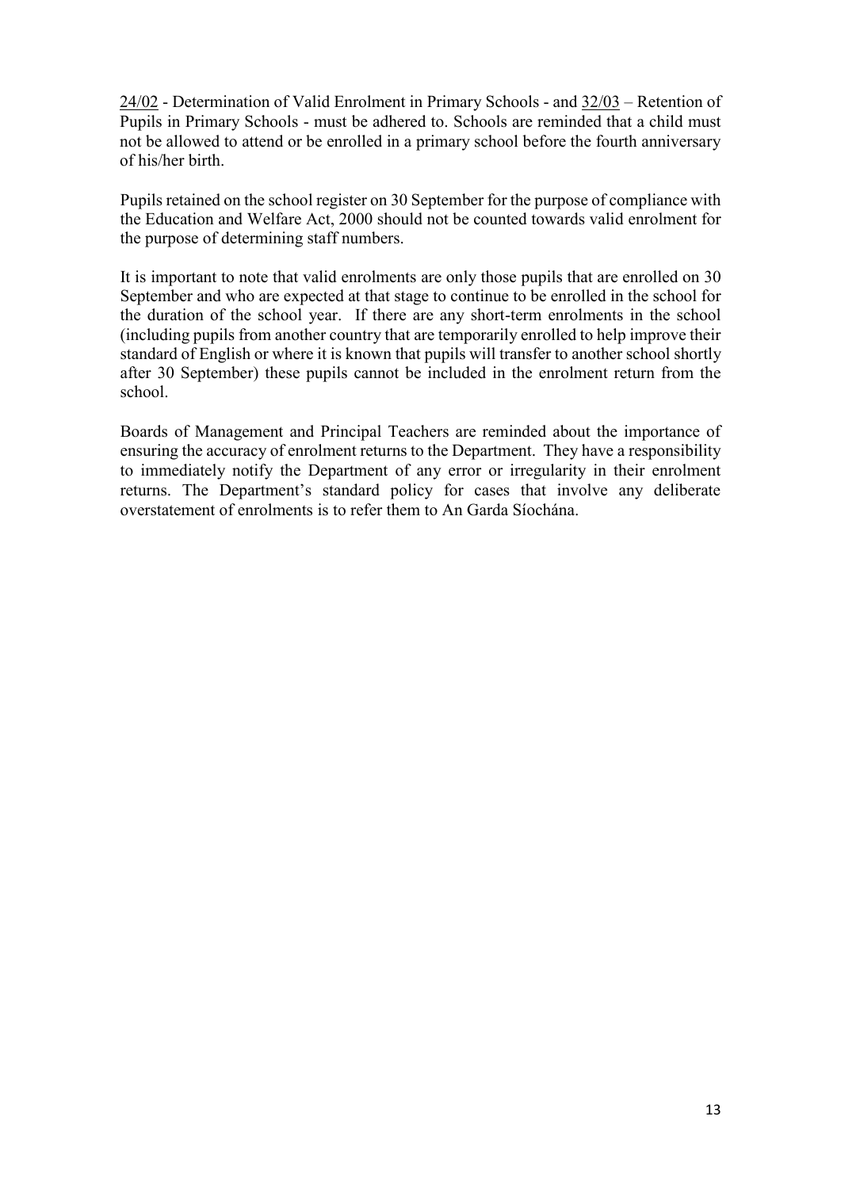24/02 - Determination of Valid Enrolment in Primary Schools - and 32/03 – Retention of Pupils in Primary Schools - must be adhered to. Schools are reminded that a child must not be allowed to attend or be enrolled in a primary school before the fourth anniversary of his/her birth.

Pupils retained on the school register on 30 September for the purpose of compliance with the Education and Welfare Act, 2000 should not be counted towards valid enrolment for the purpose of determining staff numbers.

It is important to note that valid enrolments are only those pupils that are enrolled on 30 September and who are expected at that stage to continue to be enrolled in the school for the duration of the school year. If there are any short-term enrolments in the school (including pupils from another country that are temporarily enrolled to help improve their standard of English or where it is known that pupils will transfer to another school shortly after 30 September) these pupils cannot be included in the enrolment return from the school.

Boards of Management and Principal Teachers are reminded about the importance of ensuring the accuracy of enrolment returns to the Department. They have a responsibility to immediately notify the Department of any error or irregularity in their enrolment returns. The Department's standard policy for cases that involve any deliberate overstatement of enrolments is to refer them to An Garda Síochána.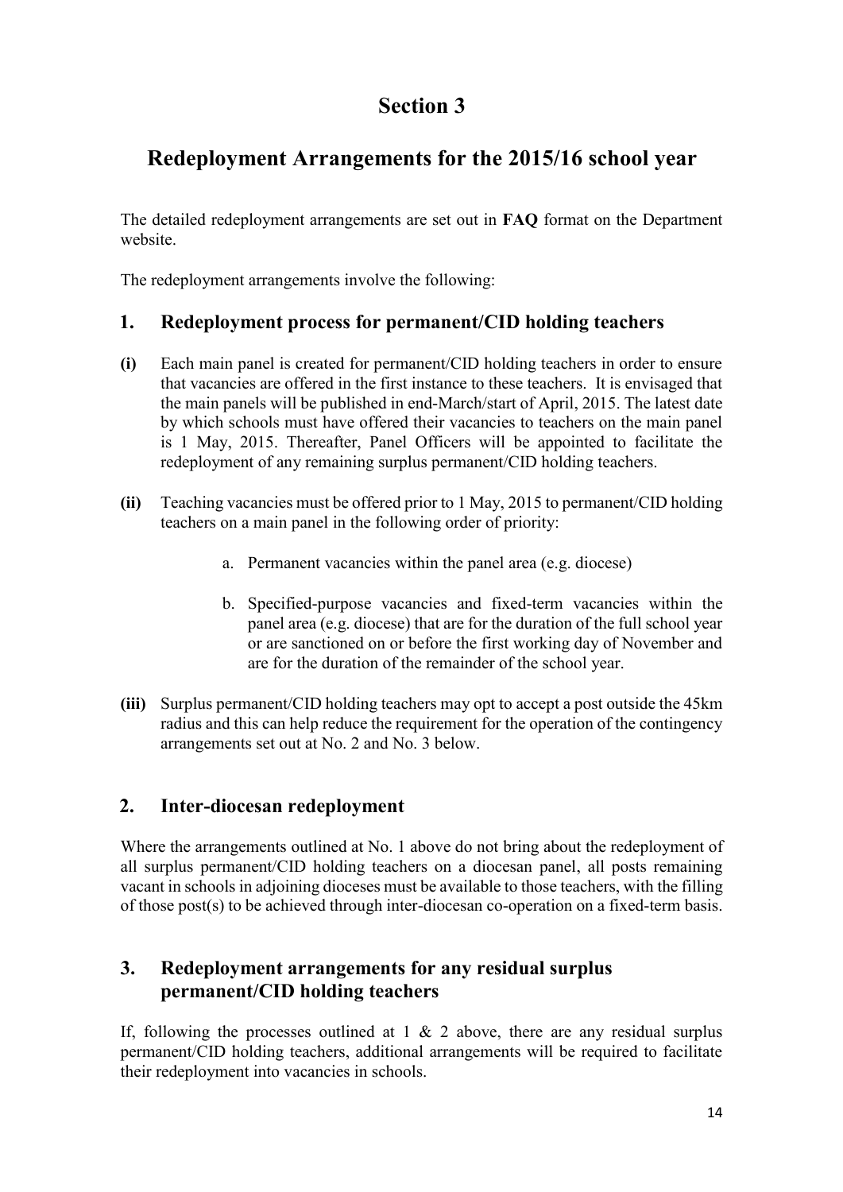# Section 3

## Redeployment Arrangements for the 2015/16 school year

The detailed redeployment arrangements are set out in **FAQ** format on the Department website.

The redeployment arrangements involve the following:

### 1. Redeployment process for permanent/CID holding teachers

**(i)** Each main panel is created for permanent/CID holding teachers in order to ensure that vacancies are offered in the first instance to these teachers. It is envisaged that the main panels will be published in end-March/start of April, 2015. The latest date by which schools must have offered their vacancies to teachers on the main panel is 1 May, 2015. Thereafter, Panel Officers will be appointed to facilitate the redeployment of any remaining surplus permanent/CID holding teachers.

**(ii)** Teaching vacancies must be offered prior to 1 May, 2015 to permanent/CID holding teachers on a main panel in the following order of priority:

a. Permanent vacancies within the panel area (e.g. diocese)

b. Specified-purpose vacancies and fixed-term vacancies within the panel area (e.g. diocese) that are for the duration of the full school year or are sanctioned on or before the first working day of November and are for the duration of the remainder of the school year.

**(iii)** Surplus permanent/CID holding teachers may opt to accept a post outside the 45km radius and this can help reduce the requirement for the operation of the contingency arrangements set out at No. 2 and No. 3 below.

### 2. Inter-diocesan redeployment

Where the arrangements outlined at No. 1 above do not bring about the redeployment of all surplus permanent/CID holding teachers on a diocesan panel, all posts remaining vacant in schools in adjoining dioceses must be available to those teachers, with the filling of those post(s) to be achieved through inter-diocesan co-operation on a fixed-term basis.

### 3. Redeployment arrangements for any residual surplus permanent/CID holding teachers

If, following the processes outlined at 1 & 2 above, there are any residual surplus permanent/CID holding teachers, additional arrangements will be required to facilitate their redeployment into vacancies in schools.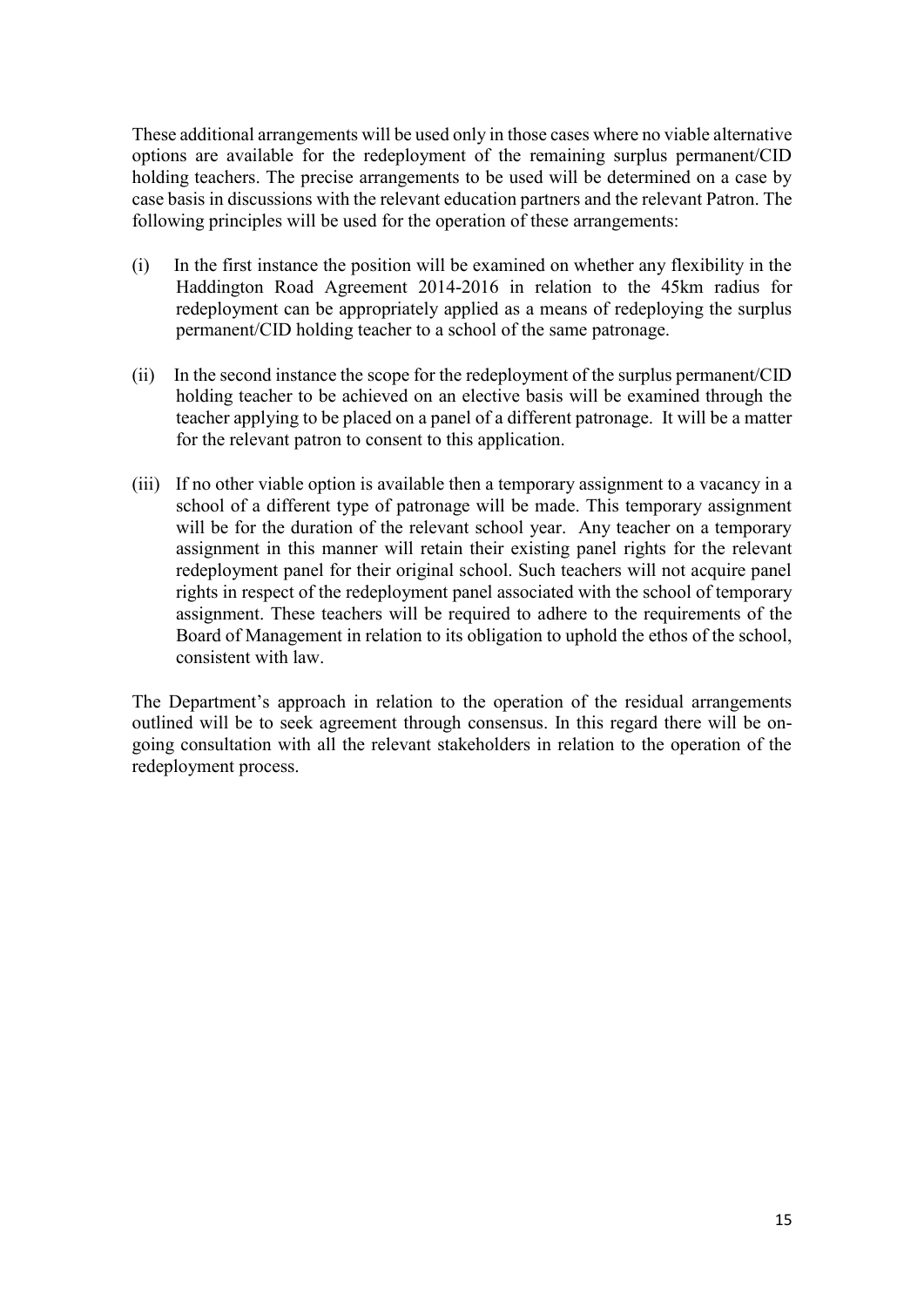These additional arrangements will be used only in those cases where no viable alternative options are available for the redeployment of the remaining surplus permanent/CID holding teachers. The precise arrangements to be used will be determined on a case by case basis in discussions with the relevant education partners and the relevant Patron. The following principles will be used for the operation of these arrangements:

(i) In the first instance the position will be examined on whether any flexibility in the Haddington Road Agreement 2014-2016 in relation to the 45km radius for redeployment can be appropriately applied as a means of redeploying the surplus permanent/CID holding teacher to a school of the same patronage.

(ii) In the second instance the scope for the redeployment of the surplus permanent/CID holding teacher to be achieved on an elective basis will be examined through the teacher applying to be placed on a panel of a different patronage. It will be a matter for the relevant patron to consent to this application.

(iii) If no other viable option is available then a temporary assignment to a vacancy in a school of a different type of patronage will be made. This temporary assignment will be for the duration of the relevant school year. Any teacher on a temporary assignment in this manner will retain their existing panel rights for the relevant redeployment panel for their original school. Such teachers will not acquire panel rights in respect of the redeployment panel associated with the school of temporary assignment. These teachers will be required to adhere to the requirements of the Board of Management in relation to its obligation to uphold the ethos of the school, consistent with law.

The Department's approach in relation to the operation of the residual arrangements outlined will be to seek agreement through consensus. In this regard there will be on-going consultation with all the relevant stakeholders in relation to the operation of the redeployment process.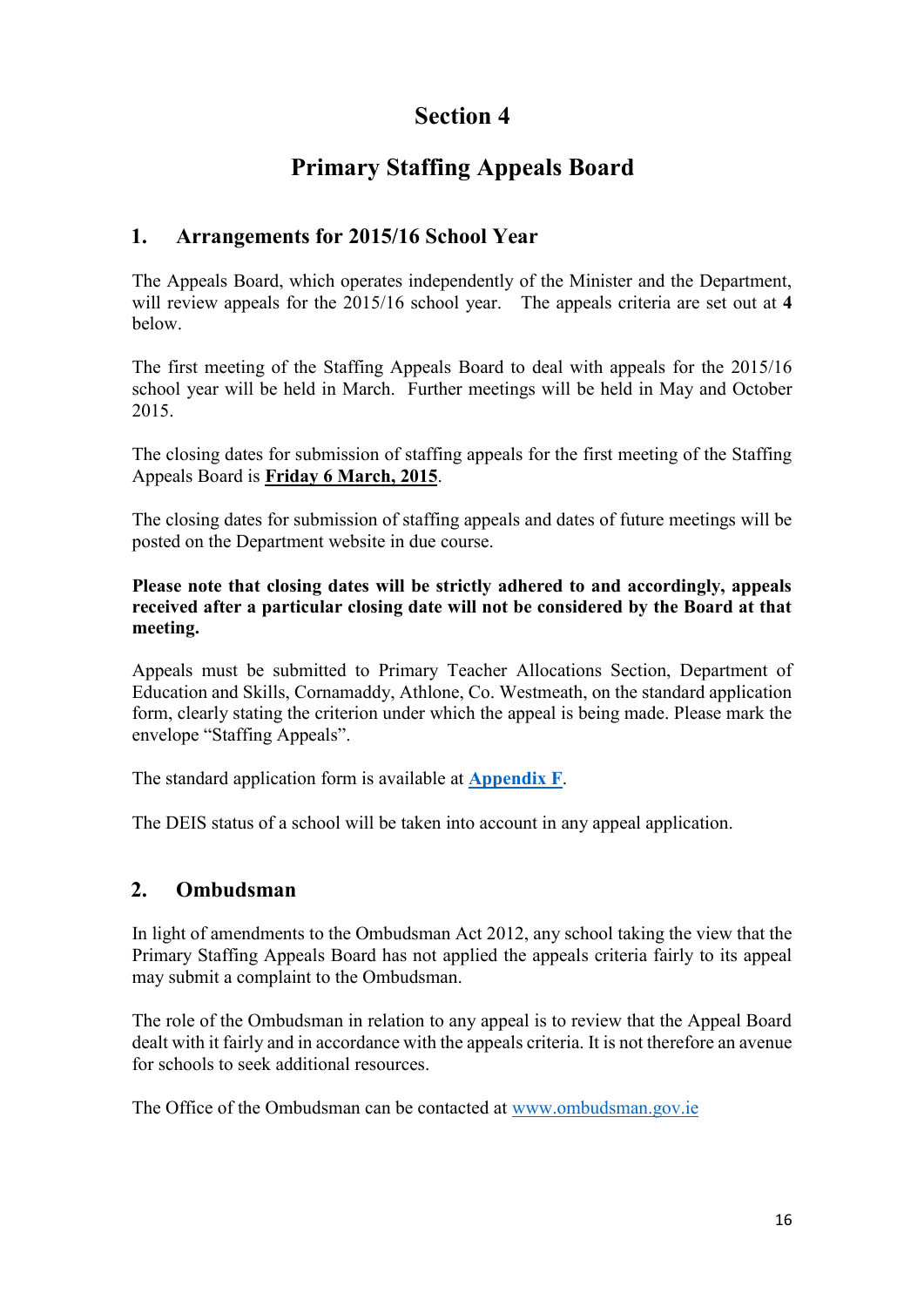# Section 4

# Primary Staffing Appeals Board

## 1. Arrangements for 2015/16 School Year

The Appeals Board, which operates independently of the Minister and the Department, will review appeals for the 2015/16 school year. The appeals criteria are set out at **4** below.

The first meeting of the Staffing Appeals Board to deal with appeals for the 2015/16 school year will be held in March. Further meetings will be held in May and October 2015.

The closing dates for submission of staffing appeals for the first meeting of the Staffing Appeals Board is **Friday 6 March, 2015**.

The closing dates for submission of staffing appeals and dates of future meetings will be posted on the Department website in due course.

**Please note that closing dates will be strictly adhered to and accordingly, appeals received after a particular closing date will not be considered by the Board at that meeting.**

Appeals must be submitted to Primary Teacher Allocations Section, Department of Education and Skills, Cornamaddy, Athlone, Co. Westmeath, on the standard application form, clearly stating the criterion under which the appeal is being made. Please mark the envelope "Staffing Appeals".

The standard application form is available at **Appendix F**.

The DEIS status of a school will be taken into account in any appeal application.

## 2. Ombudsman

In light of amendments to the Ombudsman Act 2012, any school taking the view that the Primary Staffing Appeals Board has not applied the appeals criteria fairly to its appeal may submit a complaint to the Ombudsman.

The role of the Ombudsman in relation to any appeal is to review that the Appeal Board dealt with it fairly and in accordance with the appeals criteria. It is not therefore an avenue for schools to seek additional resources.

The Office of the Ombudsman can be contacted at www.ombudsman.gov.ie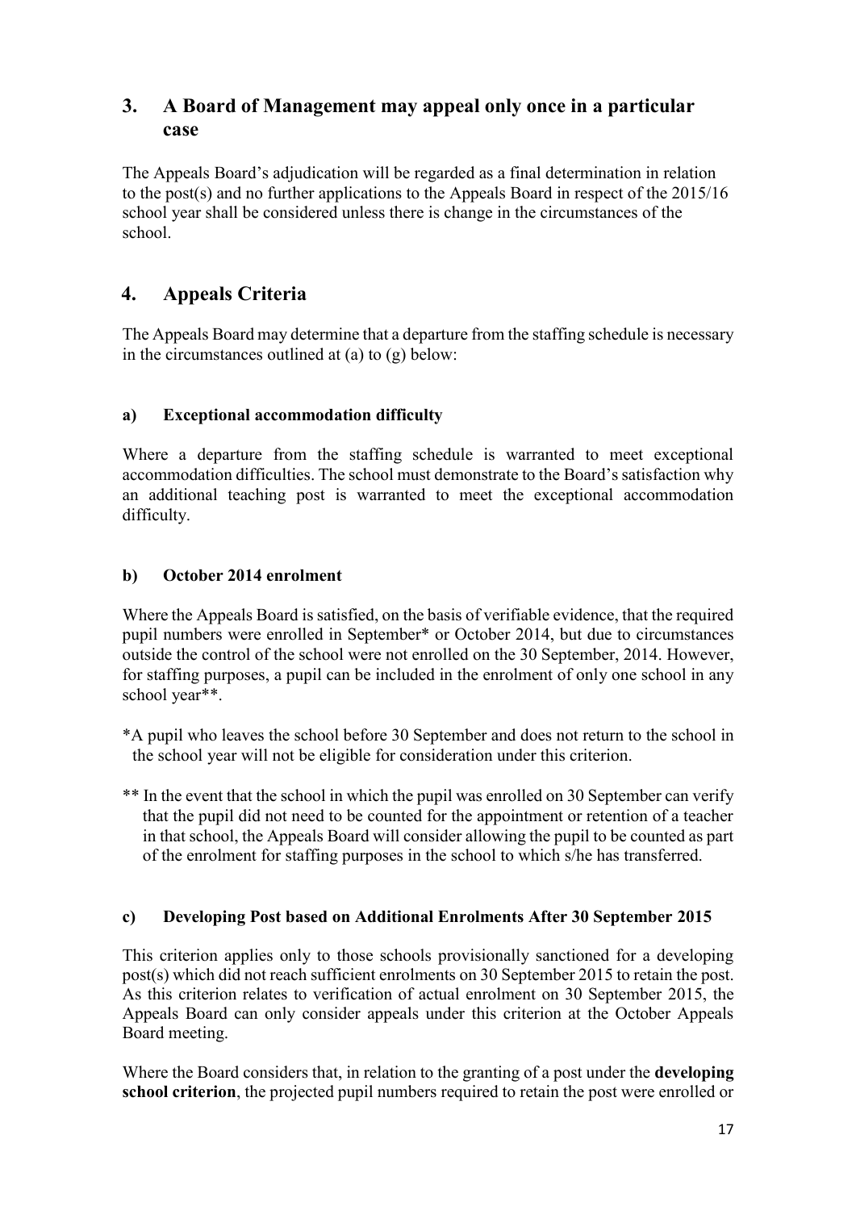## 3. A Board of Management may appeal only once in a particular case

The Appeals Board's adjudication will be regarded as a final determination in relation to the post(s) and no further applications to the Appeals Board in respect of the 2015/16 school year shall be considered unless there is change in the circumstances of the school.

## 4. Appeals Criteria

The Appeals Board may determine that a departure from the staffing schedule is necessary in the circumstances outlined at (a) to (g) below:

### a) Exceptional accommodation difficulty

Where a departure from the staffing schedule is warranted to meet exceptional accommodation difficulties. The school must demonstrate to the Board's satisfaction why an additional teaching post is warranted to meet the exceptional accommodation difficulty.

### b) October 2014 enrolment

Where the Appeals Board is satisfied, on the basis of verifiable evidence, that the required pupil numbers were enrolled in September* or October 2014, but due to circumstances outside the control of the school were not enrolled on the 30 September, 2014. However, for staffing purposes, a pupil can be included in the enrolment of only one school in any school year**.

*A pupil who leaves the school before 30 September and does not return to the school in the school year will not be eligible for consideration under this criterion.

** In the event that the school in which the pupil was enrolled on 30 September can verify that the pupil did not need to be counted for the appointment or retention of a teacher in that school, the Appeals Board will consider allowing the pupil to be counted as part of the enrolment for staffing purposes in the school to which s/he has transferred.

### c) Developing Post based on Additional Enrolments After 30 September 2015

This criterion applies only to those schools provisionally sanctioned for a developing post(s) which did not reach sufficient enrolments on 30 September 2015 to retain the post. As this criterion relates to verification of actual enrolment on 30 September 2015, the Appeals Board can only consider appeals under this criterion at the October Appeals Board meeting.

Where the Board considers that, in relation to the granting of a post under the **developing school criterion**, the projected pupil numbers required to retain the post were enrolled or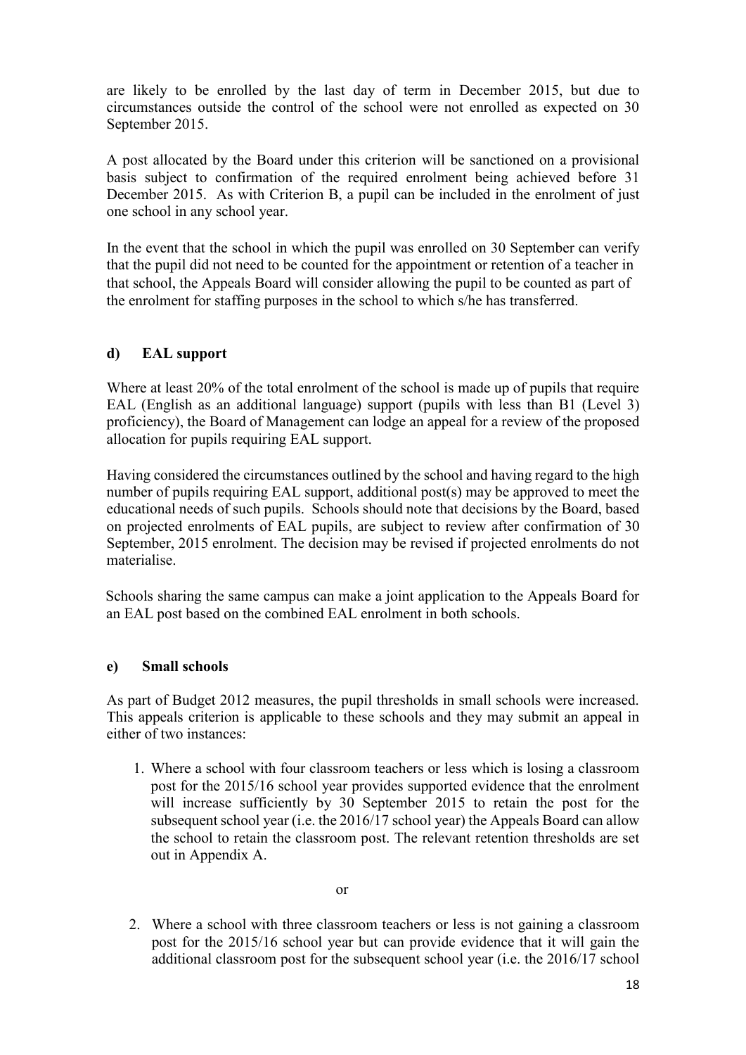are likely to be enrolled by the last day of term in December 2015, but due to circumstances outside the control of the school were not enrolled as expected on 30 September 2015.

A post allocated by the Board under this criterion will be sanctioned on a provisional basis subject to confirmation of the required enrolment being achieved before 31 December 2015. As with Criterion B, a pupil can be included in the enrolment of just one school in any school year.

In the event that the school in which the pupil was enrolled on 30 September can verify that the pupil did not need to be counted for the appointment or retention of a teacher in that school, the Appeals Board will consider allowing the pupil to be counted as part of the enrolment for staffing purposes in the school to which s/he has transferred.

#### d) EAL support

Where at least 20% of the total enrolment of the school is made up of pupils that require EAL (English as an additional language) support (pupils with less than B1 (Level 3) proficiency), the Board of Management can lodge an appeal for a review of the proposed allocation for pupils requiring EAL support.

Having considered the circumstances outlined by the school and having regard to the high number of pupils requiring EAL support, additional post(s) may be approved to meet the educational needs of such pupils. Schools should note that decisions by the Board, based on projected enrolments of EAL pupils, are subject to review after confirmation of 30 September, 2015 enrolment. The decision may be revised if projected enrolments do not materialise.

Schools sharing the same campus can make a joint application to the Appeals Board for an EAL post based on the combined EAL enrolment in both schools.

#### e) Small schools

As part of Budget 2012 measures, the pupil thresholds in small schools were increased. This appeals criterion is applicable to these schools and they may submit an appeal in either of two instances:

1. Where a school with four classroom teachers or less which is losing a classroom post for the 2015/16 school year provides supported evidence that the enrolment will increase sufficiently by 30 September 2015 to retain the post for the subsequent school year (i.e. the 2016/17 school year) the Appeals Board can allow the school to retain the classroom post. The relevant retention thresholds are set out in Appendix A.

or

2. Where a school with three classroom teachers or less is not gaining a classroom post for the 2015/16 school year but can provide evidence that it will gain the additional classroom post for the subsequent school year (i.e. the 2016/17 school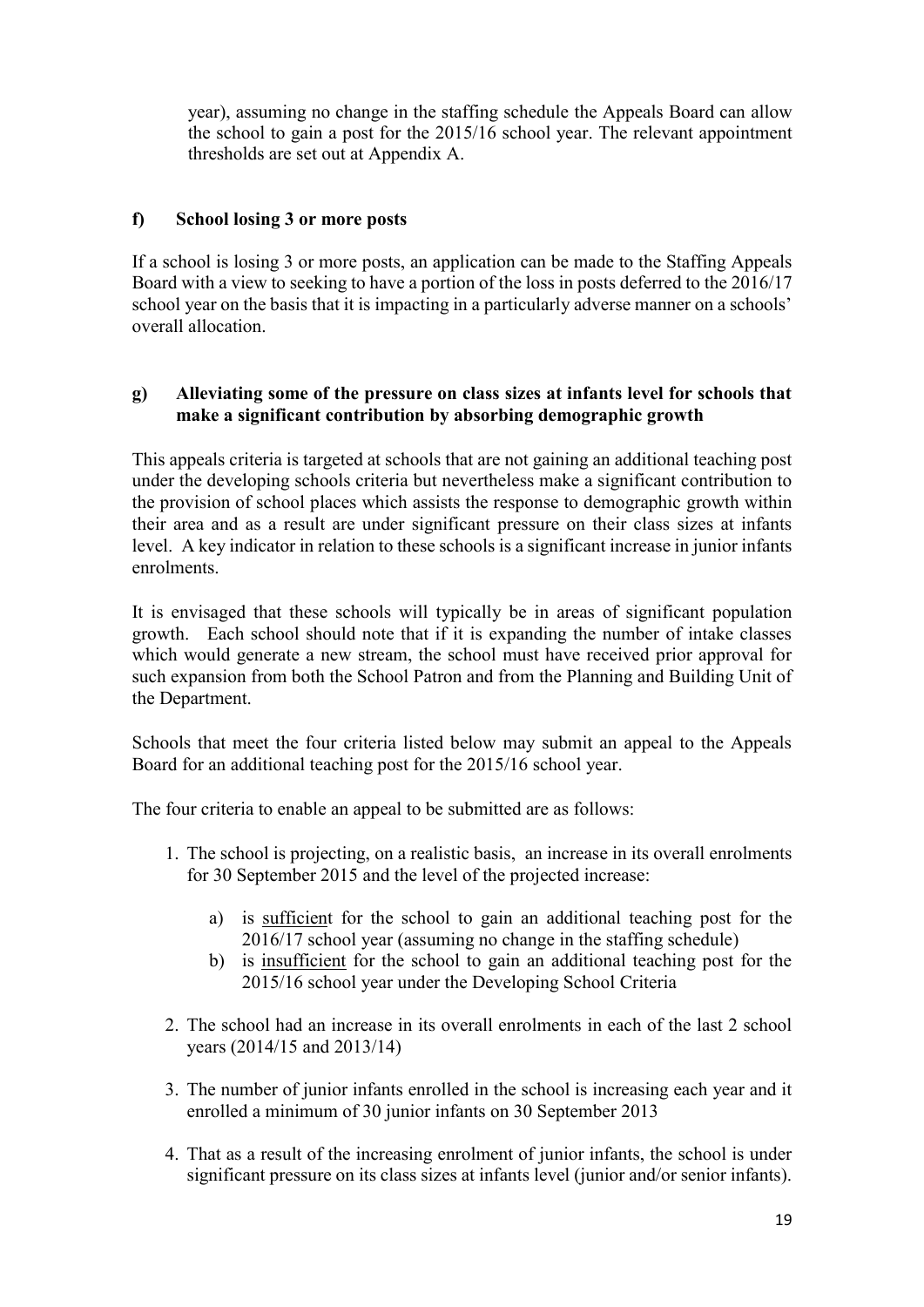year), assuming no change in the staffing schedule the Appeals Board can allow the school to gain a post for the 2015/16 school year. The relevant appointment thresholds are set out at Appendix A.

### f) School losing 3 or more posts

If a school is losing 3 or more posts, an application can be made to the Staffing Appeals Board with a view to seeking to have a portion of the loss in posts deferred to the 2016/17 school year on the basis that it is impacting in a particularly adverse manner on a schools' overall allocation.

### g) Alleviating some of the pressure on class sizes at infants level for schools that make a significant contribution by absorbing demographic growth

This appeals criteria is targeted at schools that are not gaining an additional teaching post under the developing schools criteria but nevertheless make a significant contribution to the provision of school places which assists the response to demographic growth within their area and as a result are under significant pressure on their class sizes at infants level. A key indicator in relation to these schools is a significant increase in junior infants enrolments.

It is envisaged that these schools will typically be in areas of significant population growth. Each school should note that if it is expanding the number of intake classes which would generate a new stream, the school must have received prior approval for such expansion from both the School Patron and from the Planning and Building Unit of the Department.

Schools that meet the four criteria listed below may submit an appeal to the Appeals Board for an additional teaching post for the 2015/16 school year.

The four criteria to enable an appeal to be submitted are as follows:

1. The school is projecting, on a realistic basis, an increase in its overall enrolments for 30 September 2015 and the level of the projected increase:
   a) is sufficient for the school to gain an additional teaching post for the 2016/17 school year (assuming no change in the staffing schedule)
   b) is insufficient for the school to gain an additional teaching post for the 2015/16 school year under the Developing School Criteria
2. The school had an increase in its overall enrolments in each of the last 2 school years (2014/15 and 2013/14)
3. The number of junior infants enrolled in the school is increasing each year and it enrolled a minimum of 30 junior infants on 30 September 2013
4. That as a result of the increasing enrolment of junior infants, the school is under significant pressure on its class sizes at infants level (junior and/or senior infants).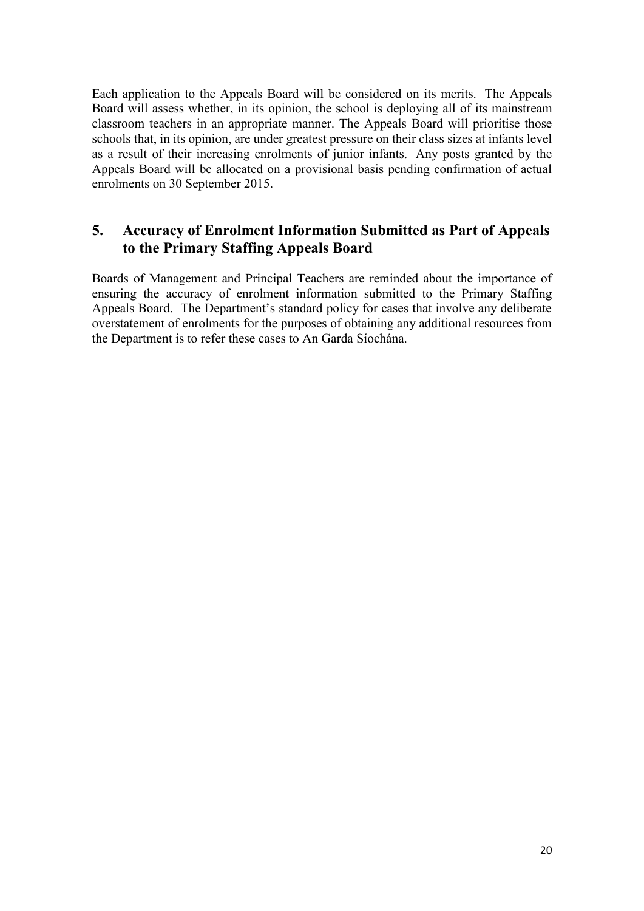Each application to the Appeals Board will be considered on its merits. The Appeals Board will assess whether, in its opinion, the school is deploying all of its mainstream classroom teachers in an appropriate manner. The Appeals Board will prioritise those schools that, in its opinion, are under greatest pressure on their class sizes at infants level as a result of their increasing enrolments of junior infants. Any posts granted by the Appeals Board will be allocated on a provisional basis pending confirmation of actual enrolments on 30 September 2015.

## 5. Accuracy of Enrolment Information Submitted as Part of Appeals to the Primary Staffing Appeals Board

Boards of Management and Principal Teachers are reminded about the importance of ensuring the accuracy of enrolment information submitted to the Primary Staffing Appeals Board. The Department's standard policy for cases that involve any deliberate overstatement of enrolments for the purposes of obtaining any additional resources from the Department is to refer these cases to An Garda Síochána.